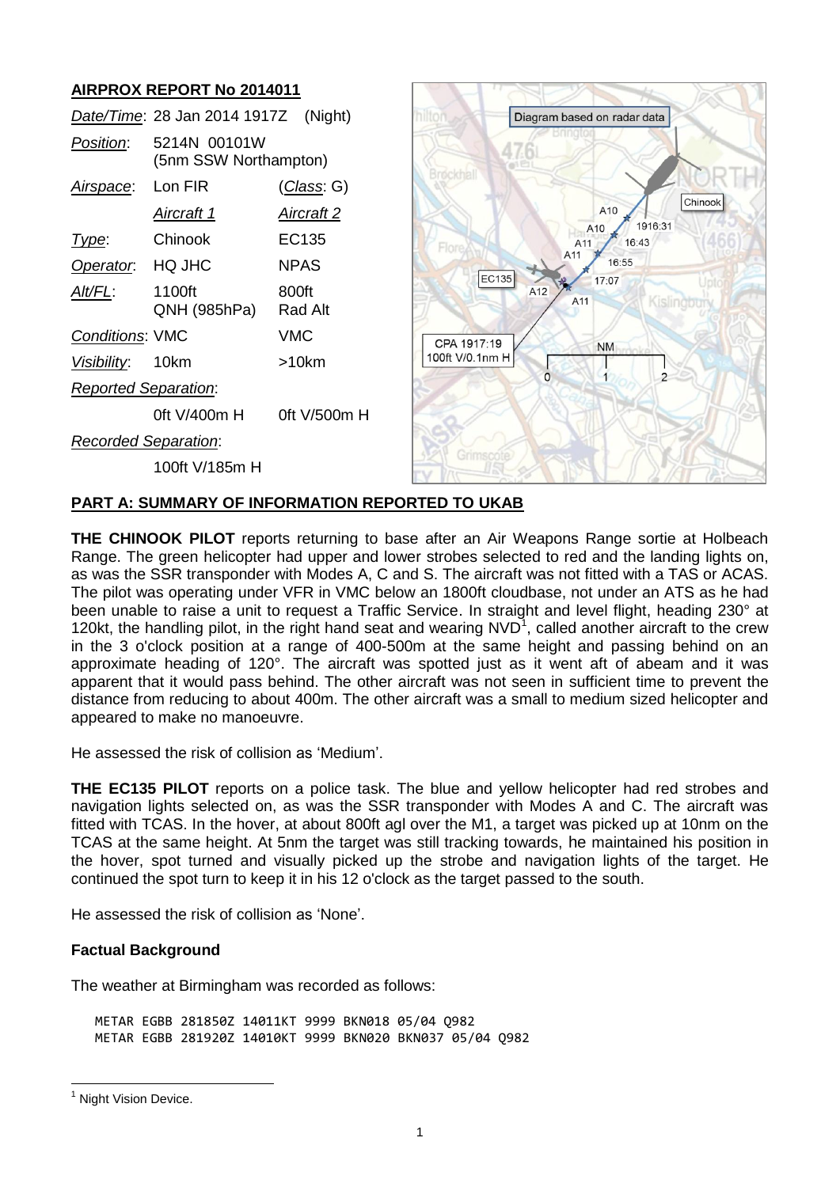## AIRPROX REPORT No 2014011

| | | |
|---|---|---|
| *Date/Time*: | 28 Jan 2014 1917Z (Night) | |
| *Position*: | 5214N 00101W (5nm SSW Northampton) | |
| *Airspace*: | Lon FIR | (*Class*: G) |
| | *Aircraft 1* | *Aircraft 2* |
| *Type*: | Chinook | EC135 |
| *Operator*: | HQ JHC | NPAS |
| *Alt/FL*: | 1100ft QNH (985hPa) | 800ft Rad Alt |
| *Conditions*: | VMC | VMC |
| *Visibility*: | 10km | >10km |
| *Reported Separation*: | | |
| | 0ft V/400m H | 0ft V/500m H |
| *Recorded Separation*: | | |
| | 100ft V/185m H | |

## PART A: SUMMARY OF INFORMATION REPORTED TO UKAB

**THE CHINOOK PILOT** reports returning to base after an Air Weapons Range sortie at Holbeach Range. The green helicopter had upper and lower strobes selected to red and the landing lights on, as was the SSR transponder with Modes A, C and S. The aircraft was not fitted with a TAS or ACAS. The pilot was operating under VFR in VMC below an 1800ft cloudbase, not under an ATS as he had been unable to raise a unit to request a Traffic Service. In straight and level flight, heading 230° at 120kt, the handling pilot, in the right hand seat and wearing NVD[1], called another aircraft to the crew in the 3 o'clock position at a range of 400-500m at the same height and passing behind on an approximate heading of 120°. The aircraft was spotted just as it went aft of abeam and it was apparent that it would pass behind. The other aircraft was not seen in sufficient time to prevent the distance from reducing to about 400m. The other aircraft was a small to medium sized helicopter and appeared to make no manoeuvre.

He assessed the risk of collision as 'Medium'.

**THE EC135 PILOT** reports on a police task. The blue and yellow helicopter had red strobes and navigation lights selected on, as was the SSR transponder with Modes A and C. The aircraft was fitted with TCAS. In the hover, at about 800ft agl over the M1, a target was picked up at 10nm on the TCAS at the same height. At 5nm the target was still tracking towards, he maintained his position in the hover, spot turned and visually picked up the strobe and navigation lights of the target. He continued the spot turn to keep it in his 12 o'clock as the target passed to the south.

He assessed the risk of collision as 'None'.

### Factual Background

The weather at Birmingham was recorded as follows:

```
METAR EGBB 281850Z 14011KT 9999 BKN018 05/04 Q982
METAR EGBB 281920Z 14010KT 9999 BKN020 BKN037 05/04 Q982
```

[1] Night Vision Device.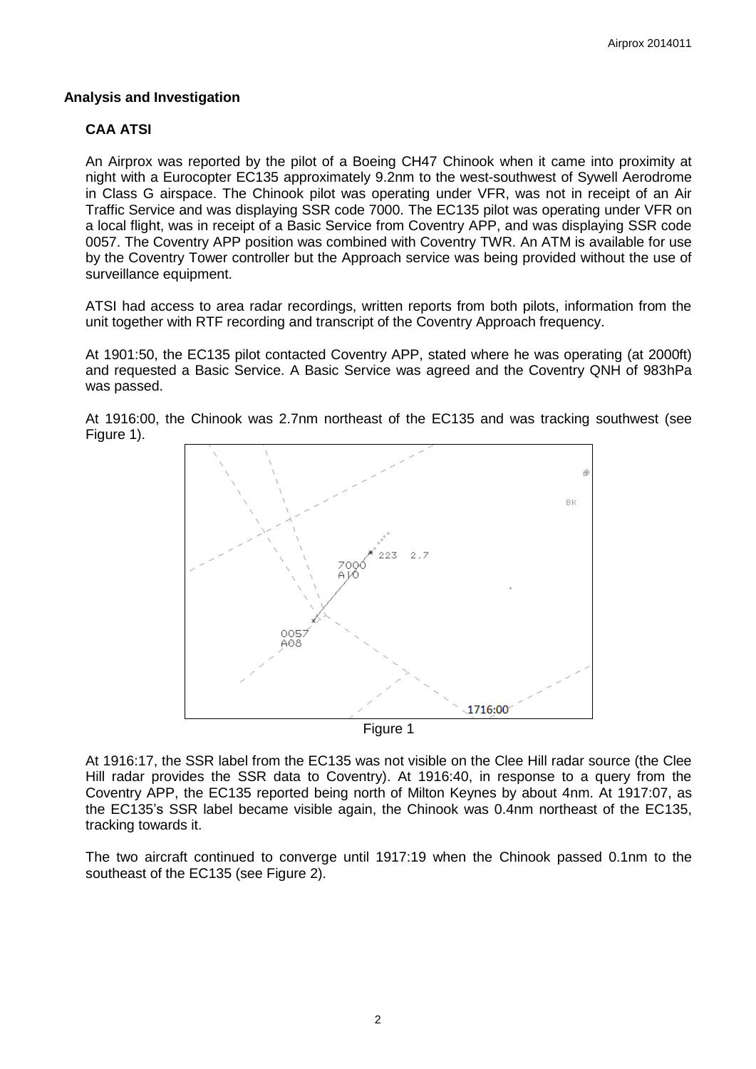**Analysis and Investigation**

**CAA ATSI**

An Airprox was reported by the pilot of a Boeing CH47 Chinook when it came into proximity at night with a Eurocopter EC135 approximately 9.2nm to the west-southwest of Sywell Aerodrome in Class G airspace. The Chinook pilot was operating under VFR, was not in receipt of an Air Traffic Service and was displaying SSR code 7000. The EC135 pilot was operating under VFR on a local flight, was in receipt of a Basic Service from Coventry APP, and was displaying SSR code 0057. The Coventry APP position was combined with Coventry TWR. An ATM is available for use by the Coventry Tower controller but the Approach service was being provided without the use of surveillance equipment.

ATSI had access to area radar recordings, written reports from both pilots, information from the unit together with RTF recording and transcript of the Coventry Approach frequency.

At 1901:50, the EC135 pilot contacted Coventry APP, stated where he was operating (at 2000ft) and requested a Basic Service. A Basic Service was agreed and the Coventry QNH of 983hPa was passed.

At 1916:00, the Chinook was 2.7nm northeast of the EC135 and was tracking southwest (see Figure 1).

Figure 1

At 1916:17, the SSR label from the EC135 was not visible on the Clee Hill radar source (the Clee Hill radar provides the SSR data to Coventry). At 1916:40, in response to a query from the Coventry APP, the EC135 reported being north of Milton Keynes by about 4nm. At 1917:07, as the EC135's SSR label became visible again, the Chinook was 0.4nm northeast of the EC135, tracking towards it.

The two aircraft continued to converge until 1917:19 when the Chinook passed 0.1nm to the southeast of the EC135 (see Figure 2).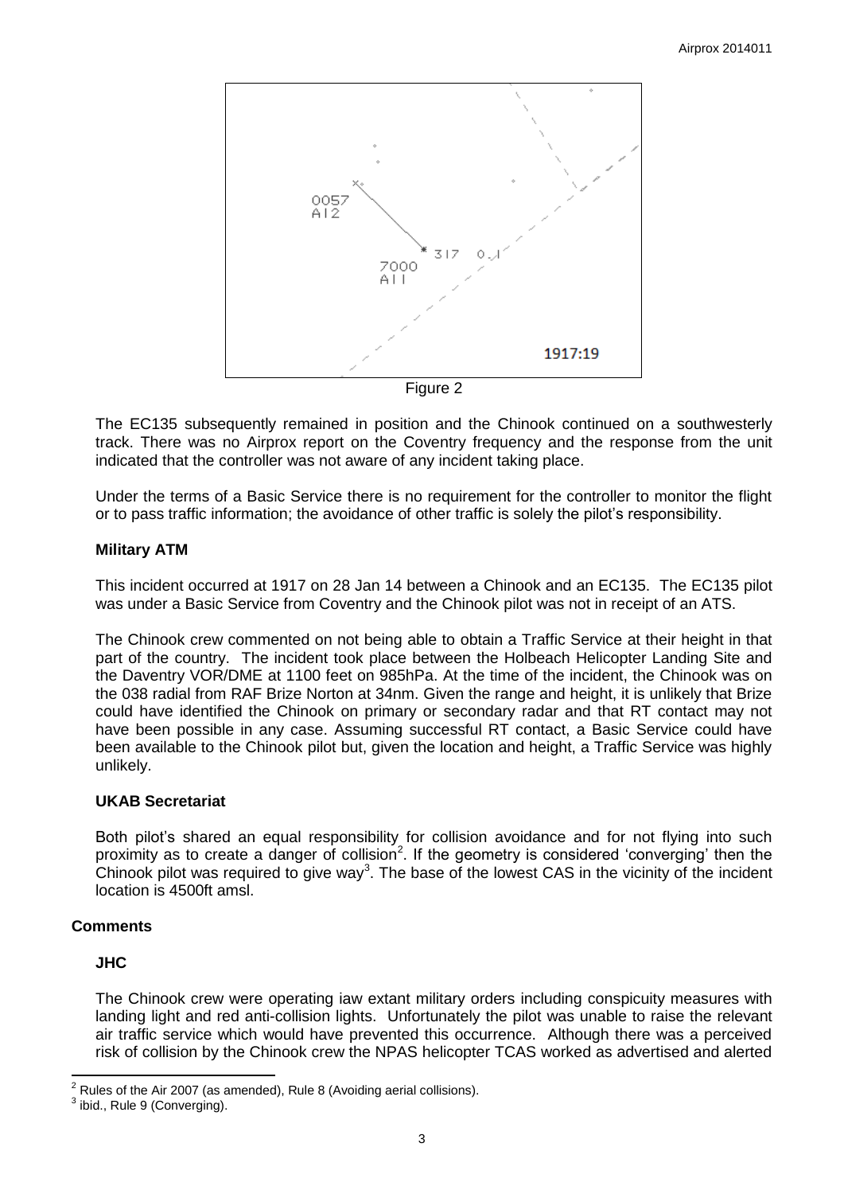Figure 2

The EC135 subsequently remained in position and the Chinook continued on a southwesterly track. There was no Airprox report on the Coventry frequency and the response from the unit indicated that the controller was not aware of any incident taking place.

Under the terms of a Basic Service there is no requirement for the controller to monitor the flight or to pass traffic information; the avoidance of other traffic is solely the pilot's responsibility.

### Military ATM

This incident occurred at 1917 on 28 Jan 14 between a Chinook and an EC135. The EC135 pilot was under a Basic Service from Coventry and the Chinook pilot was not in receipt of an ATS.

The Chinook crew commented on not being able to obtain a Traffic Service at their height in that part of the country. The incident took place between the Holbeach Helicopter Landing Site and the Daventry VOR/DME at 1100 feet on 985hPa. At the time of the incident, the Chinook was on the 038 radial from RAF Brize Norton at 34nm. Given the range and height, it is unlikely that Brize could have identified the Chinook on primary or secondary radar and that RT contact may not have been possible in any case. Assuming successful RT contact, a Basic Service could have been available to the Chinook pilot but, given the location and height, a Traffic Service was highly unlikely.

### UKAB Secretariat

Both pilot's shared an equal responsibility for collision avoidance and for not flying into such proximity as to create a danger of collision[2]. If the geometry is considered 'converging' then the Chinook pilot was required to give way[3]. The base of the lowest CAS in the vicinity of the incident location is 4500ft amsl.

## Comments

### JHC

The Chinook crew were operating iaw extant military orders including conspicuity measures with landing light and red anti-collision lights. Unfortunately the pilot was unable to raise the relevant air traffic service which would have prevented this occurrence. Although there was a perceived risk of collision by the Chinook crew the NPAS helicopter TCAS worked as advertised and alerted

[2] Rules of the Air 2007 (as amended), Rule 8 (Avoiding aerial collisions).

[3] ibid., Rule 9 (Converging).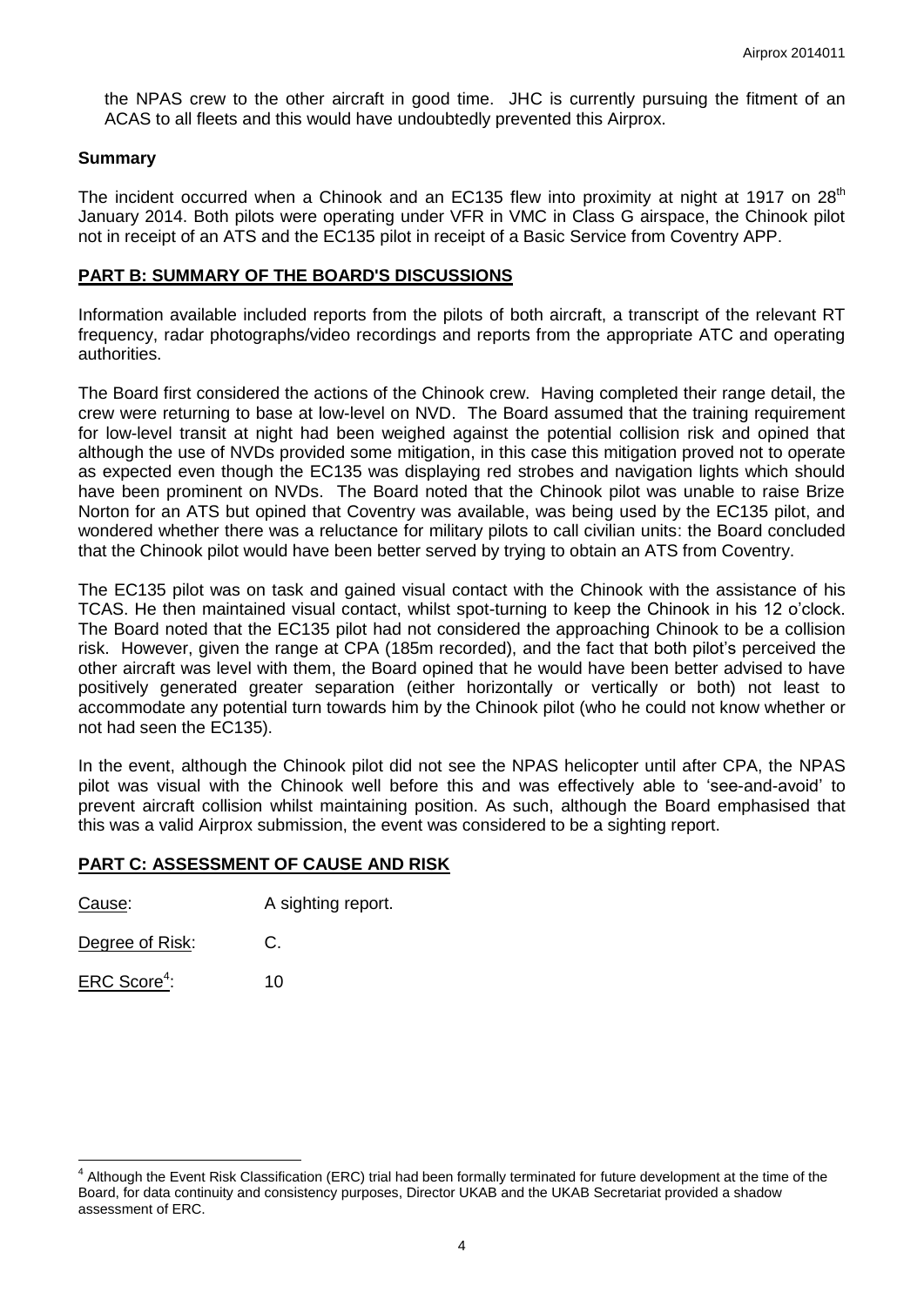the NPAS crew to the other aircraft in good time. JHC is currently pursuing the fitment of an ACAS to all fleets and this would have undoubtedly prevented this Airprox.

**Summary**

The incident occurred when a Chinook and an EC135 flew into proximity at night at 1917 on 28th January 2014. Both pilots were operating under VFR in VMC in Class G airspace, the Chinook pilot not in receipt of an ATS and the EC135 pilot in receipt of a Basic Service from Coventry APP.

## PART B: SUMMARY OF THE BOARD'S DISCUSSIONS

Information available included reports from the pilots of both aircraft, a transcript of the relevant RT frequency, radar photographs/video recordings and reports from the appropriate ATC and operating authorities.

The Board first considered the actions of the Chinook crew. Having completed their range detail, the crew were returning to base at low-level on NVD. The Board assumed that the training requirement for low-level transit at night had been weighed against the potential collision risk and opined that although the use of NVDs provided some mitigation, in this case this mitigation proved not to operate as expected even though the EC135 was displaying red strobes and navigation lights which should have been prominent on NVDs. The Board noted that the Chinook pilot was unable to raise Brize Norton for an ATS but opined that Coventry was available, was being used by the EC135 pilot, and wondered whether there was a reluctance for military pilots to call civilian units: the Board concluded that the Chinook pilot would have been better served by trying to obtain an ATS from Coventry.

The EC135 pilot was on task and gained visual contact with the Chinook with the assistance of his TCAS. He then maintained visual contact, whilst spot-turning to keep the Chinook in his 12 o'clock. The Board noted that the EC135 pilot had not considered the approaching Chinook to be a collision risk. However, given the range at CPA (185m recorded), and the fact that both pilot's perceived the other aircraft was level with them, the Board opined that he would have been better advised to have positively generated greater separation (either horizontally or vertically or both) not least to accommodate any potential turn towards him by the Chinook pilot (who he could not know whether or not had seen the EC135).

In the event, although the Chinook pilot did not see the NPAS helicopter until after CPA, the NPAS pilot was visual with the Chinook well before this and was effectively able to 'see-and-avoid' to prevent aircraft collision whilst maintaining position. As such, although the Board emphasised that this was a valid Airprox submission, the event was considered to be a sighting report.

## PART C: ASSESSMENT OF CAUSE AND RISK

Cause: A sighting report.

Degree of Risk: C.

ERC Score[4]: 10

---

[4] Although the Event Risk Classification (ERC) trial had been formally terminated for future development at the time of the Board, for data continuity and consistency purposes, Director UKAB and the UKAB Secretariat provided a shadow assessment of ERC.